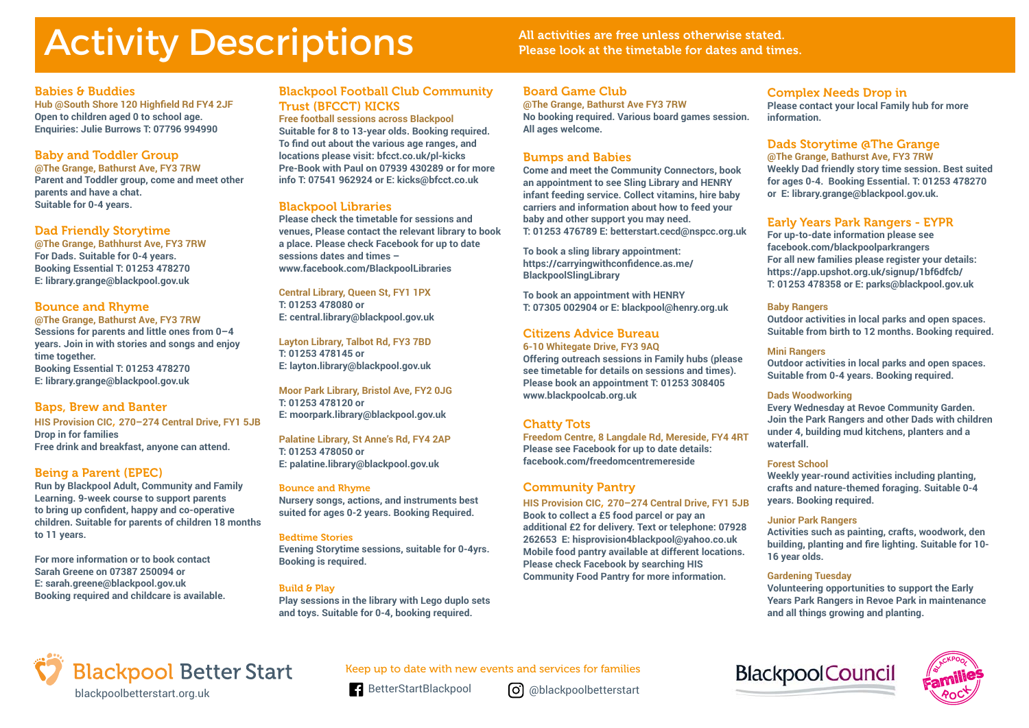# Activity Descriptions

All activities are free unless otherwise stated.
Please look at the timetable for dates and times.

## Babies & Buddies

**Hub @South Shore 120 Highfield Rd FY4 2JF**
Open to children aged 0 to school age.
Enquiries: Julie Burrows T: 07796 994990

## Baby and Toddler Group

**@The Grange, Bathurst Ave, FY3 7RW**
Parent and Toddler group, come and meet other parents and have a chat.
Suitable for 0-4 years.

## Dad Friendly Storytime

**@The Grange, Bathhurst Ave, FY3 7RW**
For Dads. Suitable for 0-4 years.
Booking Essential T: 01253 478270
E: library.grange@blackpool.gov.uk

## Bounce and Rhyme

**@The Grange, Bathurst Ave, FY3 7RW**
Sessions for parents and little ones from 0–4 years. Join in with stories and songs and enjoy time together.
Booking Essential T: 01253 478270
E: library.grange@blackpool.gov.uk

## Baps, Brew and Banter

**HIS Provision CIC, 270–274 Central Drive, FY1 5JB**
Drop in for families
Free drink and breakfast, anyone can attend.

## Being a Parent (EPEC)

Run by Blackpool Adult, Community and Family Learning. 9-week course to support parents to bring up confident, happy and co-operative children. Suitable for parents of children 18 months to 11 years.

For more information or to book contact Sarah Greene on 07387 250094 or
E: sarah.greene@blackpool.gov.uk
Booking required and childcare is available.

## Blackpool Football Club Community Trust (BFCCT) KICKS

**Free football sessions across Blackpool**
Suitable for 8 to 13-year olds. Booking required.
To find out about the various age ranges, and locations please visit: bfcct.co.uk/pl-kicks
Pre-Book with Paul on 07939 430289 or for more info T: 07541 962924 or E: kicks@bfcct.co.uk

## Blackpool Libraries

Please check the timetable for sessions and venues, Please contact the relevant library to book a place. Please check Facebook for up to date sessions dates and times –
www.facebook.com/BlackpoolLibraries

**Central Library, Queen St, FY1 1PX**
T: 01253 478080 or
E: central.library@blackpool.gov.uk

**Layton Library, Talbot Rd, FY3 7BD**
T: 01253 478145 or
E: layton.library@blackpool.gov.uk

**Moor Park Library, Bristol Ave, FY2 0JG**
T: 01253 478120 or
E: moorpark.library@blackpool.gov.uk

**Palatine Library, St Anne's Rd, FY4 2AP**
T: 01253 478050 or
E: palatine.library@blackpool.gov.uk

### Bounce and Rhyme

Nursery songs, actions, and instruments best suited for ages 0-2 years. Booking Required.

### Bedtime Stories

Evening Storytime sessions, suitable for 0-4yrs. Booking is required.

### Build & Play

Play sessions in the library with Lego duplo sets and toys. Suitable for 0-4, booking required.

## Board Game Club

**@The Grange, Bathurst Ave FY3 7RW**
No booking required. Various board games session. All ages welcome.

## Bumps and Babies

Come and meet the Community Connectors, book an appointment to see Sling Library and HENRY infant feeding service. Collect vitamins, hire baby carriers and information about how to feed your baby and other support you may need.
T: 01253 476789 E: betterstart.cecd@nspcc.org.uk

To book a sling library appointment:
https://carryingwithconfidence.as.me/BlackpoolSlingLibrary

To book an appointment with HENRY
T: 07305 002904 or E: blackpool@henry.org.uk

## Citizens Advice Bureau

**6-10 Whitegate Drive, FY3 9AQ**
Offering outreach sessions in Family hubs (please see timetable for details on sessions and times).
Please book an appointment T: 01253 308405
www.blackpoolcab.org.uk

## Chatty Tots

**Freedom Centre, 8 Langdale Rd, Mereside, FY4 4RT**
Please see Facebook for up to date details:
facebook.com/freedomcentremereside

## Community Pantry

**HIS Provision CIC, 270–274 Central Drive, FY1 5JB**
Book to collect a £5 food parcel or pay an additional £2 for delivery. Text or telephone: 07928 262653 E: hisprovision4blackpool@yahoo.co.uk
Mobile food pantry available at different locations. Please check Facebook by searching HIS Community Food Pantry for more information.

## Complex Needs Drop in

Please contact your local Family hub for more information.

## Dads Storytime @The Grange

**@The Grange, Bathurst Ave, FY3 7RW**
Weekly Dad friendly story time session. Best suited for ages 0-4. Booking Essential. T: 01253 478270 or E: library.grange@blackpool.gov.uk.

## Early Years Park Rangers - EYPR

For up-to-date information please see facebook.com/blackpoolparkrangers
For all new families please register your details: https://app.upshot.org.uk/signup/1bf6dfcb/
T: 01253 478358 or E: parks@blackpool.gov.uk

### Baby Rangers

Outdoor activities in local parks and open spaces. Suitable from birth to 12 months. Booking required.

### Mini Rangers

Outdoor activities in local parks and open spaces. Suitable from 0-4 years. Booking required.

### Dads Woodworking

Every Wednesday at Revoe Community Garden. Join the Park Rangers and other Dads with children under 4, building mud kitchens, planters and a waterfall.

### Forest School

Weekly year-round activities including planting, crafts and nature-themed foraging. Suitable 0-4 years. Booking required.

### Junior Park Rangers

Activities such as painting, crafts, woodwork, den building, planting and fire lighting. Suitable for 10-16 year olds.

### Gardening Tuesday

Volunteering opportunities to support the Early Years Park Rangers in Revoe Park in maintenance and all things growing and planting.

Blackpool Better Start
blackpoolbetterstart.org.uk

Keep up to date with new events and services for families
BetterStartBlackpool
@blackpoolbetterstart

Blackpool Council
Blackpool Families Rock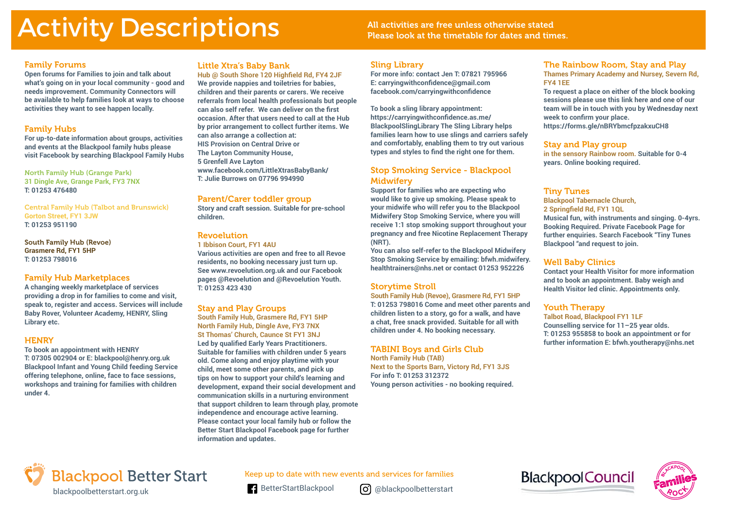# Activity Descriptions

All activities are free unless otherwise stated
Please look at the timetable for dates and times.

## Family Forums

Open forums for Families to join and talk about what's going on in your local community - good and needs improvement. Community Connectors will be available to help families look at ways to choose activities they want to see happen locally.

## Family Hubs

For up-to-date information about groups, activities and events at the Blackpool family hubs please visit Facebook by searching Blackpool Family Hubs

North Family Hub (Grange Park)
31 Dingle Ave, Grange Park, FY3 7NX
T: 01253 476480

Central Family Hub (Talbot and Brunswick)
Gorton Street, FY1 3JW
T: 01253 951190

South Family Hub (Revoe)
Grasmere Rd, FY1 5HP
T: 01253 798016

## Family Hub Marketplaces

A changing weekly marketplace of services providing a drop in for families to come and visit, speak to, register and access. Services will include Baby Rover, Volunteer Academy, HENRY, Sling Library etc.

## HENRY

To book an appointment with HENRY
T: 07305 002904 or E: blackpool@henry.org.uk
Blackpool Infant and Young Child feeding Service offering telephone, online, face to face sessions, workshops and training for families with children under 4.

## Little Xtra's Baby Bank

Hub @ South Shore 120 Highfield Rd, FY4 2JF
We provide nappies and toiletries for babies, children and their parents or carers. We receive referrals from local health professionals but people can also self refer. We can deliver on the first occasion. After that users need to call at the Hub by prior arrangement to collect further items. We can also arrange a collection at:
HIS Provision on Central Drive or
The Layton Community House,
5 Grenfell Ave Layton
www.facebook.com/LittleXtrasBabyBank/
T: Julie Burrows on 07796 994990

## Parent/Carer toddler group

Story and craft session. Suitable for pre-school children.

## Revoelution

1 Ibbison Court, FY1 4AU
Various activities are open and free to all Revoe residents, no booking necessary just turn up. See www.revoelution.org.uk and our Facebook pages @Revoelution and @Revoelution Youth.
T: 01253 423 430

## Stay and Play Groups

South Family Hub, Grasmere Rd, FY1 5HP
North Family Hub, Dingle Ave, FY3 7NX
St Thomas' Church, Caunce St FY1 3NJ
Led by qualified Early Years Practitioners. Suitable for families with children under 5 years old. Come along and enjoy playtime with your child, meet some other parents, and pick up tips on how to support your child's learning and development, expand their social development and communication skills in a nurturing environment that support children to learn through play, promote independence and encourage active learning. Please contact your local family hub or follow the Better Start Blackpool Facebook page for further information and updates.

## Sling Library

For more info: contact Jen T: 07821 795966
E: carryingwithconfidence@gmail.com
facebook.com/carryingwithconfidence

To book a sling library appointment:
https://carryingwithconfidence.as.me/BlackpoolSlingLibrary The Sling Library helps families learn how to use slings and carriers safely and comfortably, enabling them to try out various types and styles to find the right one for them.

## Stop Smoking Service - Blackpool Midwifery

Support for families who are expecting who would like to give up smoking. Please speak to your midwife who will refer you to the Blackpool Midwifery Stop Smoking Service, where you will receive 1:1 stop smoking support throughout your pregnancy and free Nicotine Replacement Therapy (NRT).
You can also self-refer to the Blackpool Midwifery Stop Smoking Service by emailing: bfwh.midwifery.healthtrainers@nhs.net or contact 01253 952226

## Storytime Stroll

South Family Hub (Revoe), Grasmere Rd, FY1 5HP
T: 01253 798016 Come and meet other parents and children listen to a story, go for a walk, and have a chat, free snack provided. Suitable for all with children under 4. No booking necessary.

## TABINI Boys and Girls Club

North Family Hub (TAB)
Next to the Sports Barn, Victory Rd, FY1 3JS
For info T: 01253 312372
Young person activities - no booking required.

## The Rainbow Room, Stay and Play

Thames Primary Academy and Nursey, Severn Rd, FY4 1EE
To request a place on either of the block booking sessions please use this link here and one of our team will be in touch with you by Wednesday next week to confirm your place.
https://forms.gle/nBRYbmcfpzakxuCH8

## Stay and Play group

in the sensory Rainbow room. Suitable for 0-4 years. Online booking required.

## Tiny Tunes

Blackpool Tabernacle Church,
2 Springfield Rd, FY1 1QL
Musical fun, with instruments and singing. 0-4yrs. Booking Required. Private Facebook Page for further enquiries. Search Facebook "Tiny Tunes Blackpool "and request to join.

## Well Baby Clinics

Contact your Health Visitor for more information and to book an appointment. Baby weigh and Health Visitor led clinic. Appointments only.

## Youth Therapy

Talbot Road, Blackpool FY1 1LF
Counselling service for 11–25 year olds.
T: 01253 955858 to book an appointment or for further information E: bfwh.youtherapy@nhs.net

Blackpool Better Start
blackpoolbetterstart.org.uk

Keep up to date with new events and services for families
BetterStartBlackpool
@blackpoolbetterstart

Blackpool Council
Blackpool Families Rock